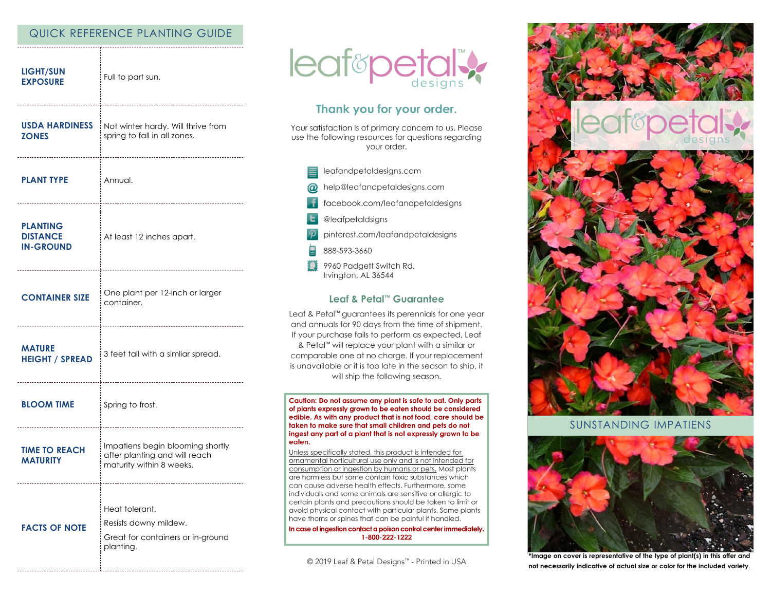## QUICK REFERENCE PLANTING GUIDE

| | |
|---|---|
| **LIGHT/SUN EXPOSURE** | Full to part sun. |
| **USDA HARDINESS ZONES** | Not winter hardy. Will thrive from spring to fall in all zones. |
| **PLANT TYPE** | Annual. |
| **PLANTING DISTANCE IN-GROUND** | At least 12 inches apart. |
| **CONTAINER SIZE** | One plant per 12-inch or larger container. |
| **MATURE HEIGHT / SPREAD** | 3 feet tall with a simliar spread. |
| **BLOOM TIME** | Spring to frost. |
| **TIME TO REACH MATURITY** | Impatiens begin blooming shortly after planting and will reach maturity within 8 weeks. |
| **FACTS OF NOTE** | Heat tolerant.<br>Resists downy mildew.<br>Great for containers or in-ground planting. |

leaf&petal™ designs

## Thank you for your order.

Your satisfaction is of primary concern to us. Please use the following resources for questions regarding your order.

- leafandpetaldesigns.com
- help@leafandpetaldesigns.com
- facebook.com/leafandpetaldesigns
- @leafpetaldsigns
- pinterest.com/leafandpetaldesigns
- 888-593-3660
- 9960 Padgett Switch Rd.
  Irvington, AL 36544

## Leaf & Petal™ Guarantee

Leaf & Petal™ guarantees its perennials for one year and annuals for 90 days from the time of shipment. If your purchase fails to perform as expected, Leaf & Petal™ will replace your plant with a similar or comparable one at no charge. If your replacement is unavailable or it is too late in the season to ship, it will ship the following season.

**Caution: Do not assume any plant is safe to eat. Only parts of plants expressly grown to be eaten should be considered edible. As with any product that is not food, care should be taken to make sure that small children and pets do not ingest any part of a plant that is not expressly grown to be eaten.**

Unless specifically stated, this product is intended for ornamental horticultural use only and is not intended for consumption or ingestion by humans or pets. Most plants are harmless but some contain toxic substances which can cause adverse health effects. Furthermore, some individuals and some animals are sensitive or allergic to certain plants and precautions should be taken to limit or avoid physical contact with particular plants. Some plants have thorns or spines that can be painful if handled.

**In case of ingestion contact a poison control center immediately. 1-800-222-1222**

© 2019 Leaf & Petal Designs™ - Printed in USA

leaf&petal™ designs

## SUNSTANDING IMPATIENS

**\*Image on cover is representative of the type of plant(s) in this offer and not necessarily indicative of actual size or color for the included variety.**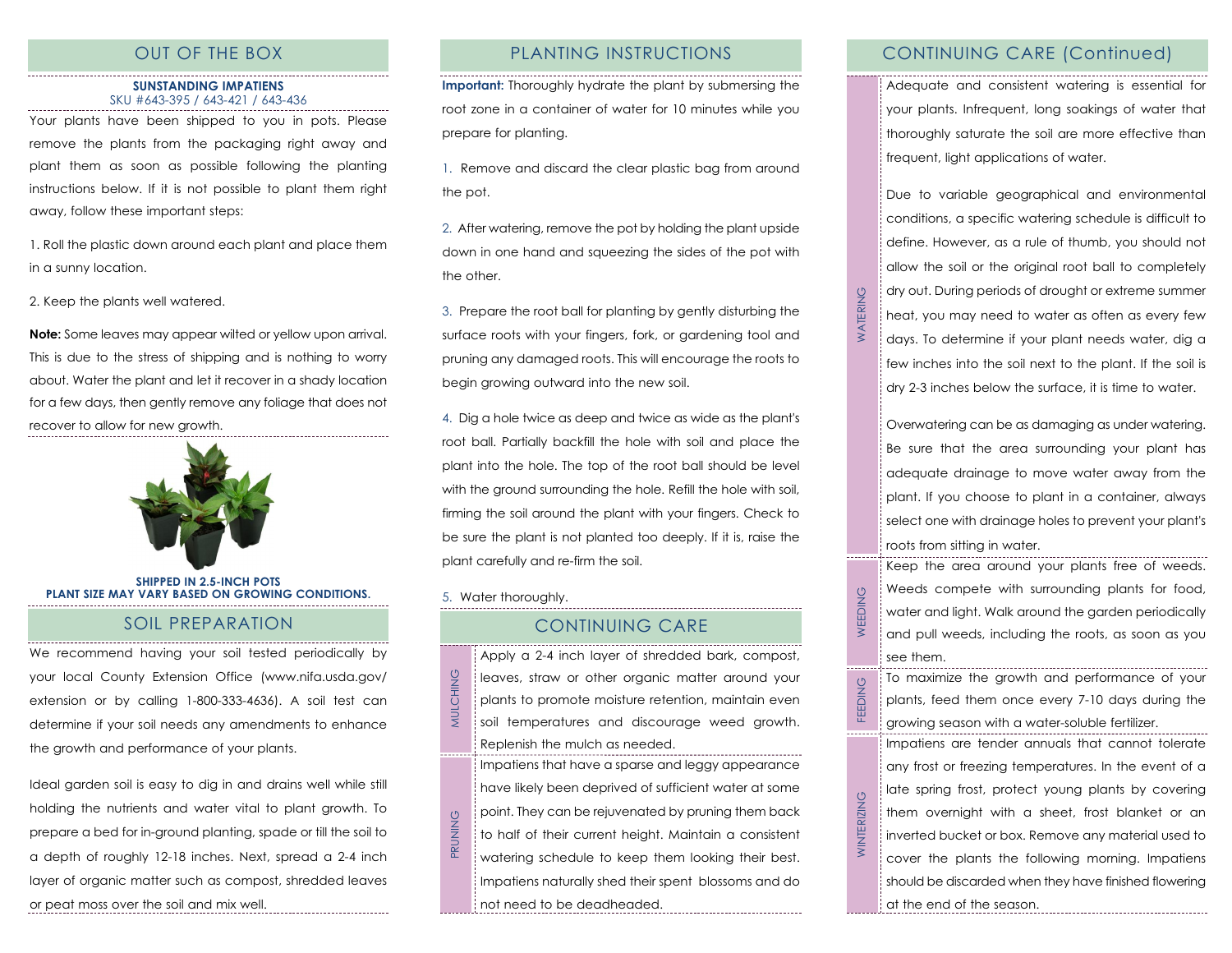## OUT OF THE BOX

**SUNSTANDING IMPATIENS**
SKU #643-395 / 643-421 / 643-436

Your plants have been shipped to you in pots. Please remove the plants from the packaging right away and plant them as soon as possible following the planting instructions below. If it is not possible to plant them right away, follow these important steps:

1. Roll the plastic down around each plant and place them in a sunny location.

2. Keep the plants well watered.

**Note:** Some leaves may appear wilted or yellow upon arrival. This is due to the stress of shipping and is nothing to worry about. Water the plant and let it recover in a shady location for a few days, then gently remove any foliage that does not recover to allow for new growth.

**SHIPPED IN 2.5-INCH POTS**
**PLANT SIZE MAY VARY BASED ON GROWING CONDITIONS.**

## SOIL PREPARATION

We recommend having your soil tested periodically by your local County Extension Office (www.nifa.usda.gov/extension or by calling 1-800-333-4636). A soil test can determine if your soil needs any amendments to enhance the growth and performance of your plants.

Ideal garden soil is easy to dig in and drains well while still holding the nutrients and water vital to plant growth. To prepare a bed for in-ground planting, spade or till the soil to a depth of roughly 12-18 inches. Next, spread a 2-4 inch layer of organic matter such as compost, shredded leaves or peat moss over the soil and mix well.

## PLANTING INSTRUCTIONS

**Important:** Thoroughly hydrate the plant by submersing the root zone in a container of water for 10 minutes while you prepare for planting.

1. Remove and discard the clear plastic bag from around the pot.

2. After watering, remove the pot by holding the plant upside down in one hand and squeezing the sides of the pot with the other.

3. Prepare the root ball for planting by gently disturbing the surface roots with your fingers, fork, or gardening tool and pruning any damaged roots. This will encourage the roots to begin growing outward into the new soil.

4. Dig a hole twice as deep and twice as wide as the plant's root ball. Partially backfill the hole with soil and place the plant into the hole. The top of the root ball should be level with the ground surrounding the hole. Refill the hole with soil, firming the soil around the plant with your fingers. Check to be sure the plant is not planted too deeply. If it is, raise the plant carefully and re-firm the soil.

5. Water thoroughly.

## CONTINUING CARE

**MULCHING**

Apply a 2-4 inch layer of shredded bark, compost, leaves, straw or other organic matter around your plants to promote moisture retention, maintain even soil temperatures and discourage weed growth. Replenish the mulch as needed.

**PRUNING**

Impatiens that have a sparse and leggy appearance have likely been deprived of sufficient water at some point. They can be rejuvenated by pruning them back to half of their current height. Maintain a consistent watering schedule to keep them looking their best. Impatiens naturally shed their spent blossoms and do not need to be deadheaded.

## CONTINUING CARE (Continued)

**WATERING**

Adequate and consistent watering is essential for your plants. Infrequent, long soakings of water that thoroughly saturate the soil are more effective than frequent, light applications of water.

Due to variable geographical and environmental conditions, a specific watering schedule is difficult to define. However, as a rule of thumb, you should not allow the soil or the original root ball to completely dry out. During periods of drought or extreme summer heat, you may need to water as often as every few days. To determine if your plant needs water, dig a few inches into the soil next to the plant. If the soil is dry 2-3 inches below the surface, it is time to water.

Overwatering can be as damaging as under watering. Be sure that the area surrounding your plant has adequate drainage to move water away from the plant. If you choose to plant in a container, always select one with drainage holes to prevent your plant's roots from sitting in water.

**WEEDING**

Keep the area around your plants free of weeds. Weeds compete with surrounding plants for food, water and light. Walk around the garden periodically and pull weeds, including the roots, as soon as you see them.

**FEEDING**

To maximize the growth and performance of your plants, feed them once every 7-10 days during the growing season with a water-soluble fertilizer.

**WINTERIZING**

Impatiens are tender annuals that cannot tolerate any frost or freezing temperatures. In the event of a late spring frost, protect young plants by covering them overnight with a sheet, frost blanket or an inverted bucket or box. Remove any material used to cover the plants the following morning. Impatiens should be discarded when they have finished flowering at the end of the season.